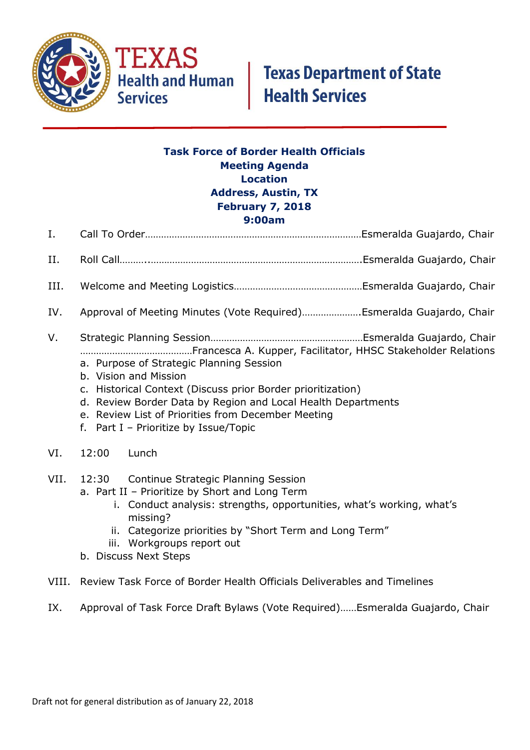TEXAS Health and Human Services | Texas Department of State Health Services

**Task Force of Border Health Officials**
**Meeting Agenda**
**Location**
**Address, Austin, TX**
**February 7, 2018**
**9:00am**

I. Call To Order……………………………………………………………………Esmeralda Guajardo, Chair

II. Roll Call……..……………………………………………………………………….Esmeralda Guajardo, Chair

III. Welcome and Meeting Logistics…………………………………………Esmeralda Guajardo, Chair

IV. Approval of Meeting Minutes (Vote Required)………………….Esmeralda Guajardo, Chair

V. Strategic Planning Session…………………………………………………Esmeralda Guajardo, Chair
……………………………………Francesca A. Kupper, Facilitator, HHSC Stakeholder Relations
   a. Purpose of Strategic Planning Session
   b. Vision and Mission
   c. Historical Context (Discuss prior Border prioritization)
   d. Review Border Data by Region and Local Health Departments
   e. Review List of Priorities from December Meeting
   f. Part I – Prioritize by Issue/Topic

VI. 12:00 Lunch

VII. 12:30 Continue Strategic Planning Session
   a. Part II – Prioritize by Short and Long Term
      i. Conduct analysis: strengths, opportunities, what's working, what's missing?
      ii. Categorize priorities by "Short Term and Long Term"
      iii. Workgroups report out
   b. Discuss Next Steps

VIII. Review Task Force of Border Health Officials Deliverables and Timelines

IX. Approval of Task Force Draft Bylaws (Vote Required)……Esmeralda Guajardo, Chair

Draft not for general distribution as of January 22, 2018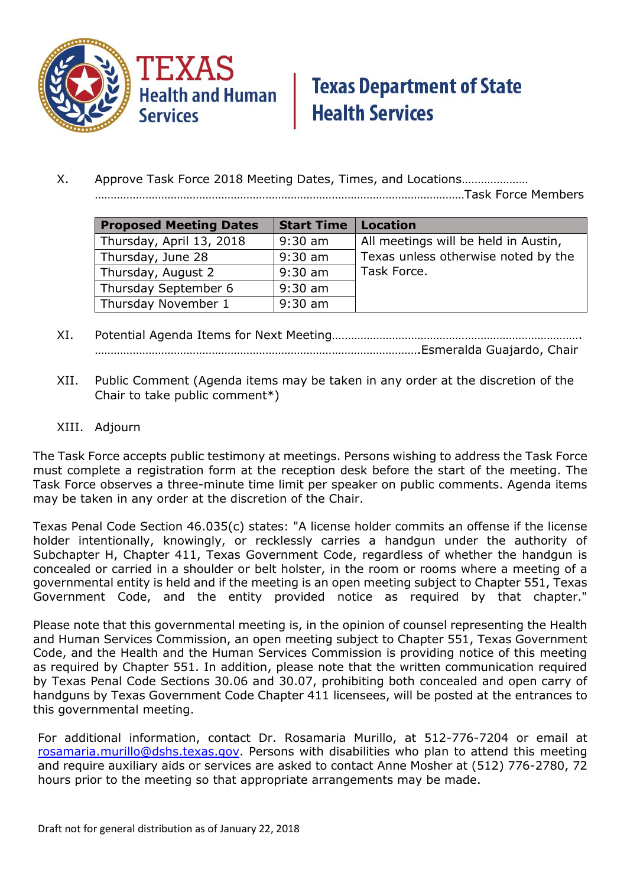X. Approve Task Force 2018 Meeting Dates, Times, and Locations………………… ………………………………………………………………………………………………………Task Force Members

| Proposed Meeting Dates | Start Time | Location |
|---|---|---|
| Thursday, April 13, 2018 | 9:30 am | All meetings will be held in Austin, Texas unless otherwise noted by the Task Force. |
| Thursday, June 28 | 9:30 am | |
| Thursday, August 2 | 9:30 am | |
| Thursday September 6 | 9:30 am | |
| Thursday November 1 | 9:30 am | |

XI. Potential Agenda Items for Next Meeting…………………………………………………………………. ………………………………………………………………………………………….Esmeralda Guajardo, Chair

XII. Public Comment (Agenda items may be taken in any order at the discretion of the Chair to take public comment*)

XIII. Adjourn

The Task Force accepts public testimony at meetings. Persons wishing to address the Task Force must complete a registration form at the reception desk before the start of the meeting. The Task Force observes a three-minute time limit per speaker on public comments. Agenda items may be taken in any order at the discretion of the Chair.

Texas Penal Code Section 46.035(c) states: "A license holder commits an offense if the license holder intentionally, knowingly, or recklessly carries a handgun under the authority of Subchapter H, Chapter 411, Texas Government Code, regardless of whether the handgun is concealed or carried in a shoulder or belt holster, in the room or rooms where a meeting of a governmental entity is held and if the meeting is an open meeting subject to Chapter 551, Texas Government Code, and the entity provided notice as required by that chapter."

Please note that this governmental meeting is, in the opinion of counsel representing the Health and Human Services Commission, an open meeting subject to Chapter 551, Texas Government Code, and the Health and the Human Services Commission is providing notice of this meeting as required by Chapter 551. In addition, please note that the written communication required by Texas Penal Code Sections 30.06 and 30.07, prohibiting both concealed and open carry of handguns by Texas Government Code Chapter 411 licensees, will be posted at the entrances to this governmental meeting.

For additional information, contact Dr. Rosamaria Murillo, at 512-776-7204 or email at rosamaria.murillo@dshs.texas.gov. Persons with disabilities who plan to attend this meeting and require auxiliary aids or services are asked to contact Anne Mosher at (512) 776-2780, 72 hours prior to the meeting so that appropriate arrangements may be made.

Draft not for general distribution as of January 22, 2018